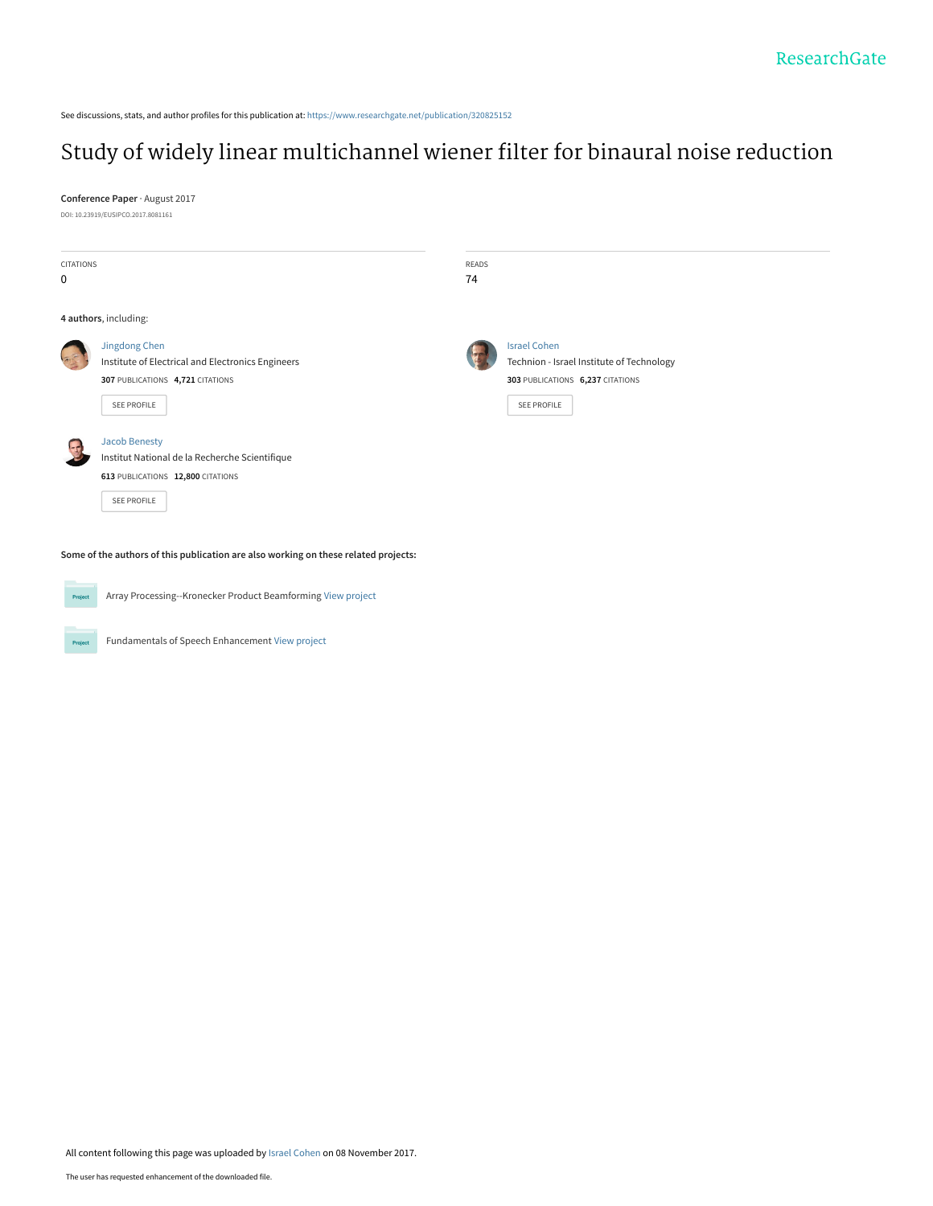See discussions, stats, and author profiles for this publication at: https://www.researchgate.net/publication/320825152

# Study of widely linear multichannel wiener filter for binaural noise reduction

**Conference Paper** · August 2017

DOI: 10.23919/EUSIPCO.2017.8081161

| CITATIONS | READS |
|---|---|
| 0 | 74 |

**4 authors**, including:

**Jingdong Chen**
Institute of Electrical and Electronics Engineers
**307** PUBLICATIONS **4,721** CITATIONS

SEE PROFILE

**Israel Cohen**
Technion - Israel Institute of Technology
**303** PUBLICATIONS **6,237** CITATIONS

SEE PROFILE

**Jacob Benesty**
Institut National de la Recherche Scientifique
**613** PUBLICATIONS **12,800** CITATIONS

SEE PROFILE

**Some of the authors of this publication are also working on these related projects:**

Project: Array Processing--Kronecker Product Beamforming View project

Project: Fundamentals of Speech Enhancement View project

All content following this page was uploaded by Israel Cohen on 08 November 2017.

The user has requested enhancement of the downloaded file.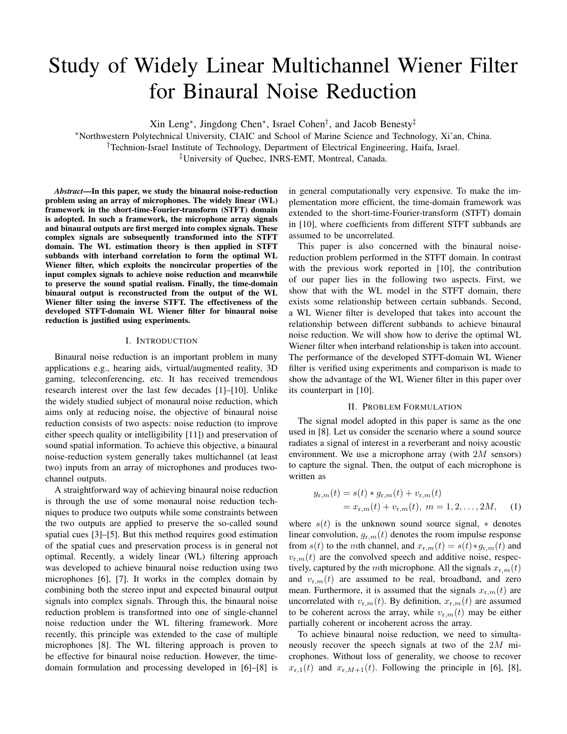# Study of Widely Linear Multichannel Wiener Filter for Binaural Noise Reduction

Xin Leng*, Jingdong Chen*, Israel Cohen†, and Jacob Benesty‡

*Northwestern Polytechnical University, CIAIC and School of Marine Science and Technology, Xi'an, China.
†Technion-Israel Institute of Technology, Department of Electrical Engineering, Haifa, Israel.
‡University of Quebec, INRS-EMT, Montreal, Canada.

***Abstract*—In this paper, we study the binaural noise-reduction problem using an array of microphones. The widely linear (WL) framework in the short-time-Fourier-transform (STFT) domain is adopted. In such a framework, the microphone array signals and binaural outputs are first merged into complex signals. These complex signals are subsequently transformed into the STFT domain. The WL estimation theory is then applied in STFT subbands with interband correlation to form the optimal WL Wiener filter, which exploits the noncircular properties of the input complex signals to achieve noise reduction and meanwhile to preserve the sound spatial realism. Finally, the time-domain binaural output is reconstructed from the output of the WL Wiener filter using the inverse STFT. The effectiveness of the developed STFT-domain WL Wiener filter for binaural noise reduction is justified using experiments.**

## I. Introduction

Binaural noise reduction is an important problem in many applications e.g., hearing aids, virtual/augmented reality, 3D gaming, teleconferencing, etc. It has received tremendous research interest over the last few decades [1]–[10]. Unlike the widely studied subject of monaural noise reduction, which aims only at reducing noise, the objective of binaural noise reduction consists of two aspects: noise reduction (to improve either speech quality or intelligibility [11]) and preservation of sound spatial information. To achieve this objective, a binaural noise-reduction system generally takes multichannel (at least two) inputs from an array of microphones and produces two-channel outputs.

A straightforward way of achieving binaural noise reduction is through the use of some monaural noise reduction techniques to produce two outputs while some constraints between the two outputs are applied to preserve the so-called sound spatial cues [3]–[5]. But this method requires good estimation of the spatial cues and preservation process is in general not optimal. Recently, a widely linear (WL) filtering approach was developed to achieve binaural noise reduction using two microphones [6], [7]. It works in the complex domain by combining both the stereo input and expected binaural output signals into complex signals. Through this, the binaural noise reduction problem is transformed into one of single-channel noise reduction under the WL filtering framework. More recently, this principle was extended to the case of multiple microphones [8]. The WL filtering approach is proven to be effective for binaural noise reduction. However, the time-domain formulation and processing developed in [6]–[8] is in general computationally very expensive. To make the implementation more efficient, the time-domain framework was extended to the short-time-Fourier-transform (STFT) domain in [10], where coefficients from different STFT subbands are assumed to be uncorrelated.

This paper is also concerned with the binaural noise-reduction problem performed in the STFT domain. In contrast with the previous work reported in [10], the contribution of our paper lies in the following two aspects. First, we show that with the WL model in the STFT domain, there exists some relationship between certain subbands. Second, a WL Wiener filter is developed that takes into account the relationship between different subbands to achieve binaural noise reduction. We will show how to derive the optimal WL Wiener filter when interband relationship is taken into account. The performance of the developed STFT-domain WL Wiener filter is verified using experiments and comparison is made to show the advantage of the WL Wiener filter in this paper over its counterpart in [10].

## II. Problem Formulation

The signal model adopted in this paper is same as the one used in [8]. Let us consider the scenario where a sound source radiates a signal of interest in a reverberant and noisy acoustic environment. We use a microphone array (with $2M$ sensors) to capture the signal. Then, the output of each microphone is written as

$$\begin{aligned} y_{\mathrm{r},m}(t) &= s(t) * g_{\mathrm{r},m}(t) + v_{\mathrm{r},m}(t) \\ &= x_{\mathrm{r},m}(t) + v_{\mathrm{r},m}(t),\ m = 1, 2, \ldots, 2M, \end{aligned} \tag{1}$$

where $s(t)$ is the unknown sound source signal, $*$ denotes linear convolution, $g_{\mathrm{r},m}(t)$ denotes the room impulse response from $s(t)$ to the $m$th channel, and $x_{\mathrm{r},m}(t) = s(t) * g_{\mathrm{r},m}(t)$ and $v_{\mathrm{r},m}(t)$ are the convolved speech and additive noise, respectively, captured by the $m$th microphone. All the signals $x_{\mathrm{r},m}(t)$ and $v_{\mathrm{r},m}(t)$ are assumed to be real, broadband, and zero mean. Furthermore, it is assumed that the signals $x_{\mathrm{r},m}(t)$ are uncorrelated with $v_{\mathrm{r},m}(t)$. By definition, $x_{\mathrm{r},m}(t)$ are assumed to be coherent across the array, while $v_{\mathrm{r},m}(t)$ may be either partially coherent or incoherent across the array.

To achieve binaural noise reduction, we need to simultaneously recover the speech signals at two of the $2M$ microphones. Without loss of generality, we choose to recover $x_{\mathrm{r},1}(t)$ and $x_{\mathrm{r},M+1}(t)$. Following the principle in [6], [8],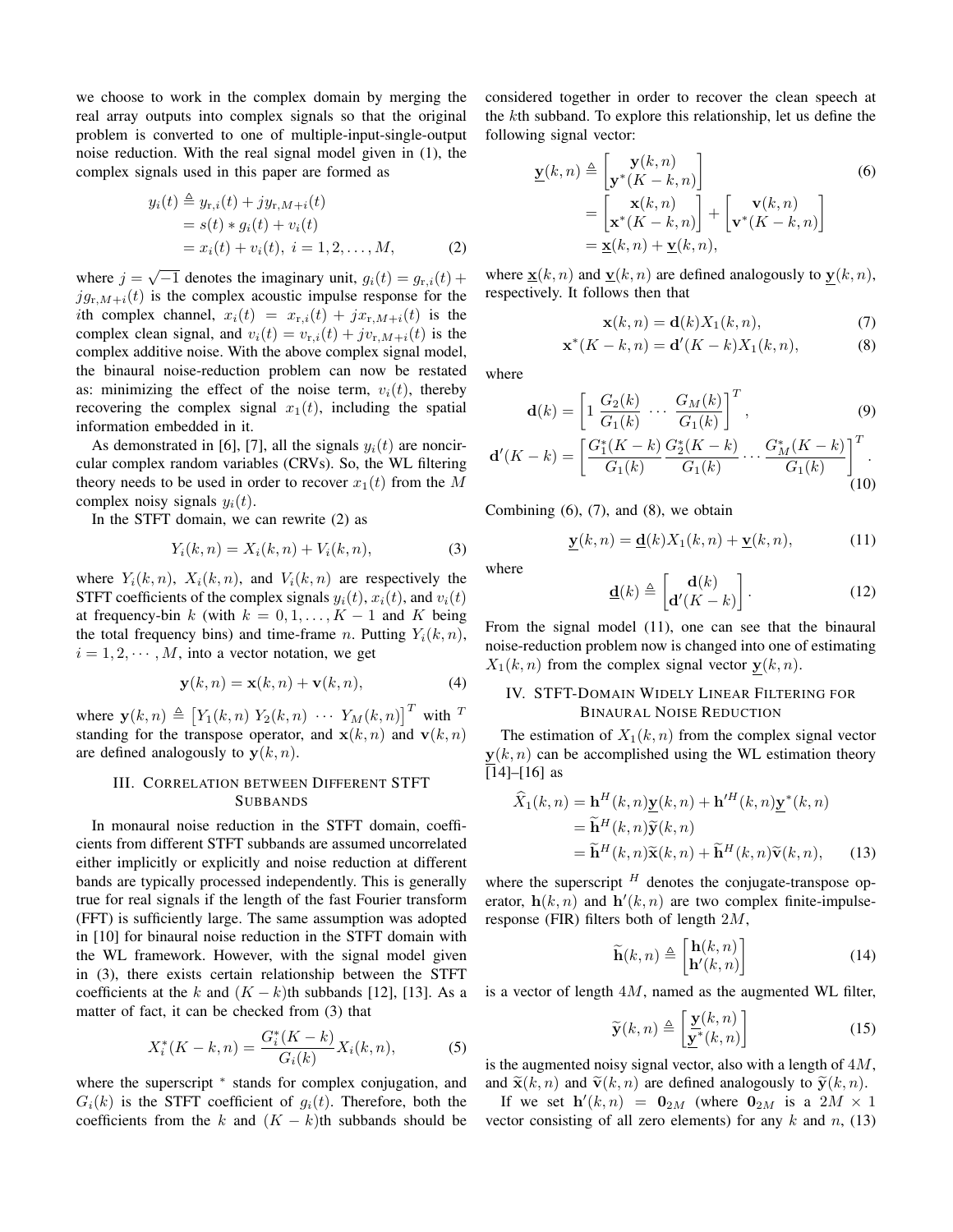we choose to work in the complex domain by merging the real array outputs into complex signals so that the original problem is converted to one of multiple-input-single-output noise reduction. With the real signal model given in (1), the complex signals used in this paper are formed as

$$\begin{aligned} y_i(t) &\triangleq y_{\mathrm{r},i}(t) + j y_{\mathrm{r},M+i}(t) \\ &= s(t) * g_i(t) + v_i(t) \\ &= x_i(t) + v_i(t),\ i = 1, 2, \ldots, M, \end{aligned} \tag{2}$$

where $j = \sqrt{-1}$ denotes the imaginary unit, $g_i(t) = g_{\mathrm{r},i}(t) + j g_{\mathrm{r},M+i}(t)$ is the complex acoustic impulse response for the $i$th complex channel, $x_i(t) = x_{\mathrm{r},i}(t) + j x_{\mathrm{r},M+i}(t)$ is the complex clean signal, and $v_i(t) = v_{\mathrm{r},i}(t) + j v_{\mathrm{r},M+i}(t)$ is the complex additive noise. With the above complex signal model, the binaural noise-reduction problem can now be restated as: minimizing the effect of the noise term, $v_i(t)$, thereby recovering the complex signal $x_1(t)$, including the spatial information embedded in it.

As demonstrated in [6], [7], all the signals $y_i(t)$ are noncircular complex random variables (CRVs). So, the WL filtering theory needs to be used in order to recover $x_1(t)$ from the $M$ complex noisy signals $y_i(t)$.

In the STFT domain, we can rewrite (2) as

$$Y_i(k, n) = X_i(k, n) + V_i(k, n), \tag{3}$$

where $Y_i(k, n)$, $X_i(k, n)$, and $V_i(k, n)$ are respectively the STFT coefficients of the complex signals $y_i(t)$, $x_i(t)$, and $v_i(t)$ at frequency-bin $k$ (with $k = 0, 1, \ldots, K-1$ and $K$ being the total frequency bins) and time-frame $n$. Putting $Y_i(k, n)$, $i = 1, 2, \cdots, M$, into a vector notation, we get

$$\mathbf{y}(k, n) = \mathbf{x}(k, n) + \mathbf{v}(k, n), \tag{4}$$

where $\mathbf{y}(k, n) \triangleq \begin{bmatrix} Y_1(k, n)\ Y_2(k, n)\ \cdots\ Y_M(k, n) \end{bmatrix}^T$ with $^T$ standing for the transpose operator, and $\mathbf{x}(k, n)$ and $\mathbf{v}(k, n)$ are defined analogously to $\mathbf{y}(k, n)$.

## III. Correlation between Different STFT Subbands

In monaural noise reduction in the STFT domain, coefficients from different STFT subbands are assumed uncorrelated either implicitly or explicitly and noise reduction at different bands are typically processed independently. This is generally true for real signals if the length of the fast Fourier transform (FFT) is sufficiently large. The same assumption was adopted in [10] for binaural noise reduction in the STFT domain with the WL framework. However, with the signal model given in (3), there exists certain relationship between the STFT coefficients at the $k$ and $(K-k)$th subbands [12], [13]. As a matter of fact, it can be checked from (3) that

$$X_i^*(K-k, n) = \frac{G_i^*(K-k)}{G_i(k)} X_i(k, n), \tag{5}$$

where the superscript $^*$ stands for complex conjugation, and $G_i(k)$ is the STFT coefficient of $g_i(t)$. Therefore, both the coefficients from the $k$ and $(K-k)$th subbands should be considered together in order to recover the clean speech at the $k$th subband. To explore this relationship, let us define the following signal vector:

$$\begin{aligned} \underline{\mathbf{y}}(k, n) &\triangleq \begin{bmatrix} \mathbf{y}(k, n) \\ \mathbf{y}^*(K-k, n) \end{bmatrix} \\ &= \begin{bmatrix} \mathbf{x}(k, n) \\ \mathbf{x}^*(K-k, n) \end{bmatrix} + \begin{bmatrix} \mathbf{v}(k, n) \\ \mathbf{v}^*(K-k, n) \end{bmatrix} \\ &= \underline{\mathbf{x}}(k, n) + \underline{\mathbf{v}}(k, n), \end{aligned} \tag{6}$$

where $\underline{\mathbf{x}}(k, n)$ and $\underline{\mathbf{v}}(k, n)$ are defined analogously to $\underline{\mathbf{y}}(k, n)$, respectively. It follows then that

$$\mathbf{x}(k, n) = \mathbf{d}(k) X_1(k, n), \tag{7}$$

$$\mathbf{x}^*(K-k, n) = \mathbf{d}'(K-k) X_1(k, n), \tag{8}$$

where

$$\mathbf{d}(k) = \begin{bmatrix} 1\ \frac{G_2(k)}{G_1(k)}\ \cdots\ \frac{G_M(k)}{G_1(k)} \end{bmatrix}^T, \tag{9}$$

$$\mathbf{d}'(K-k) = \begin{bmatrix} \frac{G_1^*(K-k)}{G_1(k)} \frac{G_2^*(K-k)}{G_1(k)} \cdots \frac{G_M^*(K-k)}{G_1(k)} \end{bmatrix}^T. \tag{10}$$

Combining (6), (7), and (8), we obtain

$$\underline{\mathbf{y}}(k, n) = \underline{\mathbf{d}}(k) X_1(k, n) + \underline{\mathbf{v}}(k, n), \tag{11}$$

where

$$\underline{\mathbf{d}}(k) \triangleq \begin{bmatrix} \mathbf{d}(k) \\ \mathbf{d}'(K-k) \end{bmatrix}. \tag{12}$$

From the signal model (11), one can see that the binaural noise-reduction problem now is changed into one of estimating $X_1(k, n)$ from the complex signal vector $\underline{\mathbf{y}}(k, n)$.

## IV. STFT-Domain Widely Linear Filtering for Binaural Noise Reduction

The estimation of $X_1(k, n)$ from the complex signal vector $\underline{\mathbf{y}}(k, n)$ can be accomplished using the WL estimation theory [14]–[16] as

$$\begin{aligned} \widehat{X}_1(k, n) &= \mathbf{h}^H(k, n) \underline{\mathbf{y}}(k, n) + \mathbf{h}'^H(k, n) \underline{\mathbf{y}}^*(k, n) \\ &= \widetilde{\mathbf{h}}^H(k, n) \widetilde{\mathbf{y}}(k, n) \\ &= \widetilde{\mathbf{h}}^H(k, n) \widetilde{\mathbf{x}}(k, n) + \widetilde{\mathbf{h}}^H(k, n) \widetilde{\mathbf{v}}(k, n), \end{aligned} \tag{13}$$

where the superscript $^H$ denotes the conjugate-transpose operator, $\mathbf{h}(k, n)$ and $\mathbf{h}'(k, n)$ are two complex finite-impulse-response (FIR) filters both of length $2M$,

$$\widetilde{\mathbf{h}}(k, n) \triangleq \begin{bmatrix} \mathbf{h}(k, n) \\ \mathbf{h}'(k, n) \end{bmatrix} \tag{14}$$

is a vector of length $4M$, named as the augmented WL filter,

$$\widetilde{\mathbf{y}}(k, n) \triangleq \begin{bmatrix} \underline{\mathbf{y}}(k, n) \\ \underline{\mathbf{y}}^*(k, n) \end{bmatrix} \tag{15}$$

is the augmented noisy signal vector, also with a length of $4M$, and $\widetilde{\mathbf{x}}(k, n)$ and $\widetilde{\mathbf{v}}(k, n)$ are defined analogously to $\widetilde{\mathbf{y}}(k, n)$.

If we set $\mathbf{h}'(k, n) = \mathbf{0}_{2M}$ (where $\mathbf{0}_{2M}$ is a $2M \times 1$ vector consisting of all zero elements) for any $k$ and $n$, (13)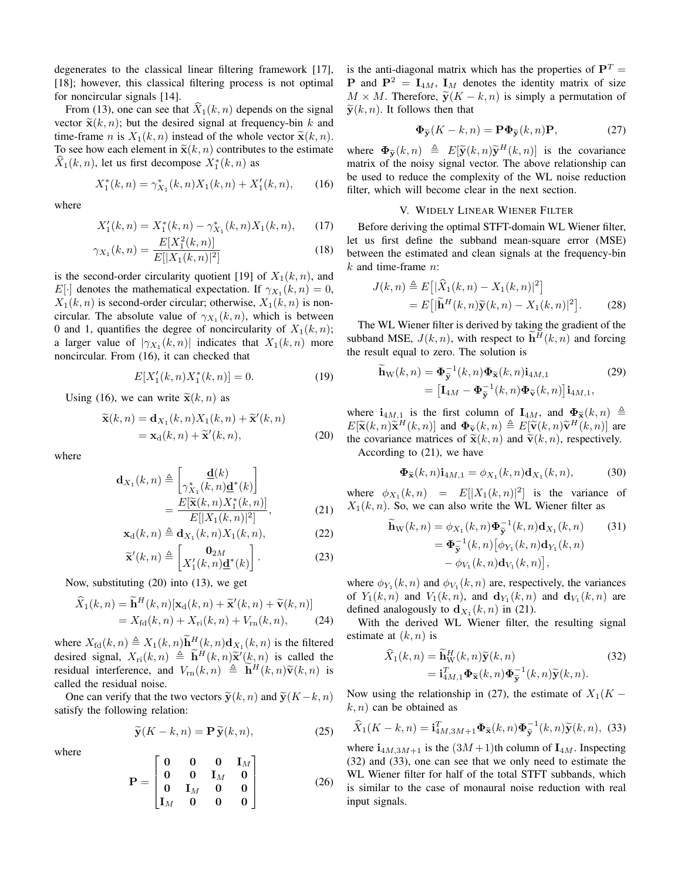degenerates to the classical linear filtering framework [17], [18]; however, this classical filtering process is not optimal for noncircular signals [14].

From (13), one can see that $\widehat{X}_1(k,n)$ depends on the signal vector $\widetilde{\mathbf{x}}(k,n)$; but the desired signal at frequency-bin $k$ and time-frame $n$ is $X_1(k,n)$ instead of the whole vector $\widetilde{\mathbf{x}}(k,n)$. To see how each element in $\widetilde{\mathbf{x}}(k,n)$ contributes to the estimate $\widehat{X}_1(k,n)$, let us first decompose $X_1^*(k,n)$ as

$$X_1^*(k,n) = \gamma_{X_1}^*(k,n)X_1(k,n) + X_1'(k,n), \qquad (16)$$

where

$$X_1'(k,n) = X_1^*(k,n) - \gamma_{X_1}^*(k,n)X_1(k,n), \qquad (17)$$

$$\gamma_{X_1}(k,n) = \frac{E[X_1^2(k,n)]}{E[|X_1(k,n)|^2]} \qquad (18)$$

is the second-order circularity quotient [19] of $X_1(k,n)$, and $E[\cdot]$ denotes the mathematical expectation. If $\gamma_{X_1}(k,n) = 0$, $X_1(k,n)$ is second-order circular; otherwise, $X_1(k,n)$ is noncircular. The absolute value of $\gamma_{X_1}(k,n)$, which is between 0 and 1, quantifies the degree of noncircularity of $X_1(k,n)$; a larger value of $|\gamma_{X_1}(k,n)|$ indicates that $X_1(k,n)$ more noncircular. From (16), it can checked that

$$E[X_1'(k,n)X_1^*(k,n)] = 0. \qquad (19)$$

Using (16), we can write $\widetilde{\mathbf{x}}(k,n)$ as

$$\begin{aligned}\widetilde{\mathbf{x}}(k,n) &= \mathbf{d}_{X_1}(k,n)X_1(k,n) + \widetilde{\mathbf{x}}'(k,n) \\ &= \mathbf{x}_{\mathrm{d}}(k,n) + \widetilde{\mathbf{x}}'(k,n),\end{aligned} \qquad (20)$$

where

$$\begin{aligned}\mathbf{d}_{X_1}(k,n) &\triangleq \begin{bmatrix}\underline{\mathbf{d}}(k) \\ \gamma_{X_1}^*(k,n)\underline{\mathbf{d}}^*(k)\end{bmatrix} \\ &= \frac{E[\widetilde{\mathbf{x}}(k,n)X_1^*(k,n)]}{E[|X_1(k,n)|^2]},\end{aligned} \qquad (21)$$

$$\mathbf{x}_{\mathrm{d}}(k,n) \triangleq \mathbf{d}_{X_1}(k,n)X_1(k,n), \qquad (22)$$

$$\widetilde{\mathbf{x}}'(k,n) \triangleq \begin{bmatrix}\mathbf{0}_{2M} \\ X_1'(k,n)\underline{\mathbf{d}}^*(k)\end{bmatrix}. \qquad (23)$$

Now, substituting (20) into (13), we get

$$\begin{aligned}\widehat{X}_1(k,n) &= \widetilde{\mathbf{h}}^H(k,n)[\mathbf{x}_{\mathrm{d}}(k,n) + \widetilde{\mathbf{x}}'(k,n) + \widetilde{\mathbf{v}}(k,n)] \\ &= X_{\mathrm{fd}}(k,n) + X_{\mathrm{ri}}(k,n) + V_{\mathrm{rn}}(k,n),\end{aligned} \qquad (24)$$

where $X_{\mathrm{fd}}(k,n) \triangleq X_1(k,n)\widetilde{\mathbf{h}}^H(k,n)\mathbf{d}_{X_1}(k,n)$ is the filtered desired signal, $X_{\mathrm{ri}}(k,n) \triangleq \widetilde{\mathbf{h}}^H(k,n)\widetilde{\mathbf{x}}'(k,n)$ is called the residual interference, and $V_{\mathrm{rn}}(k,n) \triangleq \widetilde{\mathbf{h}}^H(k,n)\widetilde{\mathbf{v}}(k,n)$ is called the residual noise.

One can verify that the two vectors $\widetilde{\mathbf{y}}(k,n)$ and $\widetilde{\mathbf{y}}(K-k,n)$ satisfy the following relation:

$$\widetilde{\mathbf{y}}(K-k,n) = \mathbf{P}\,\widetilde{\mathbf{y}}(k,n), \qquad (25)$$

where

$$\mathbf{P} = \begin{bmatrix}\mathbf{0} & \mathbf{0} & \mathbf{0} & \mathbf{I}_M \\ \mathbf{0} & \mathbf{0} & \mathbf{I}_M & \mathbf{0} \\ \mathbf{0} & \mathbf{I}_M & \mathbf{0} & \mathbf{0} \\ \mathbf{I}_M & \mathbf{0} & \mathbf{0} & \mathbf{0}\end{bmatrix} \qquad (26)$$

is the anti-diagonal matrix which has the properties of $\mathbf{P}^T = \mathbf{P}$ and $\mathbf{P}^2 = \mathbf{I}_{4M}$, $\mathbf{I}_M$ denotes the identity matrix of size $M \times M$. Therefore, $\widetilde{\mathbf{y}}(K-k,n)$ is simply a permutation of $\widetilde{\mathbf{y}}(k,n)$. It follows then that

$$\mathbf{\Phi}_{\widetilde{\mathbf{y}}}(K-k,n) = \mathbf{P}\mathbf{\Phi}_{\widetilde{\mathbf{y}}}(k,n)\mathbf{P}, \qquad (27)$$

where $\mathbf{\Phi}_{\widetilde{\mathbf{y}}}(k,n) \triangleq E[\widetilde{\mathbf{y}}(k,n)\widetilde{\mathbf{y}}^H(k,n)]$ is the covariance matrix of the noisy signal vector. The above relationship can be used to reduce the complexity of the WL noise reduction filter, which will become clear in the next section.

## V. Widely Linear Wiener Filter

Before deriving the optimal STFT-domain WL Wiener filter, let us first define the subband mean-square error (MSE) between the estimated and clean signals at the frequency-bin $k$ and time-frame $n$:

$$\begin{aligned}J(k,n) &\triangleq E\big[|\widehat{X}_1(k,n) - X_1(k,n)|^2\big] \\ &= E\big[|\widetilde{\mathbf{h}}^H(k,n)\widetilde{\mathbf{y}}(k,n) - X_1(k,n)|^2\big].\end{aligned} \qquad (28)$$

The WL Wiener filter is derived by taking the gradient of the subband MSE, $J(k,n)$, with respect to $\widetilde{\mathbf{h}}^H(k,n)$ and forcing the result equal to zero. The solution is

$$\begin{aligned}\widetilde{\mathbf{h}}_{\mathrm{W}}(k,n) &= \mathbf{\Phi}_{\widetilde{\mathbf{y}}}^{-1}(k,n)\mathbf{\Phi}_{\widetilde{\mathbf{x}}}(k,n)\mathbf{i}_{4M,1} \\ &= \big[\mathbf{I}_{4M} - \mathbf{\Phi}_{\widetilde{\mathbf{y}}}^{-1}(k,n)\mathbf{\Phi}_{\widetilde{\mathbf{v}}}(k,n)\big]\mathbf{i}_{4M,1},\end{aligned} \qquad (29)$$

where $\mathbf{i}_{4M,1}$ is the first column of $\mathbf{I}_{4M}$, and $\mathbf{\Phi}_{\widetilde{\mathbf{x}}}(k,n) \triangleq E[\widetilde{\mathbf{x}}(k,n)\widetilde{\mathbf{x}}^H(k,n)]$ and $\mathbf{\Phi}_{\widetilde{\mathbf{v}}}(k,n) \triangleq E[\widetilde{\mathbf{v}}(k,n)\widetilde{\mathbf{v}}^H(k,n)]$ are the covariance matrices of $\widetilde{\mathbf{x}}(k,n)$ and $\widetilde{\mathbf{v}}(k,n)$, respectively.

According to (21), we have

$$\mathbf{\Phi}_{\widetilde{\mathbf{x}}}(k,n)\mathbf{i}_{4M,1} = \phi_{X_1}(k,n)\mathbf{d}_{X_1}(k,n), \qquad (30)$$

where $\phi_{X_1}(k,n) = E[|X_1(k,n)|^2]$ is the variance of $X_1(k,n)$. So, we can also write the WL Wiener filter as

$$\begin{aligned}\widetilde{\mathbf{h}}_{\mathrm{W}}(k,n) &= \phi_{X_1}(k,n)\mathbf{\Phi}_{\widetilde{\mathbf{y}}}^{-1}(k,n)\mathbf{d}_{X_1}(k,n) \\ &= \mathbf{\Phi}_{\widetilde{\mathbf{y}}}^{-1}(k,n)\big[\phi_{Y_1}(k,n)\mathbf{d}_{Y_1}(k,n) \\ &\quad - \phi_{V_1}(k,n)\mathbf{d}_{V_1}(k,n)\big],\end{aligned} \qquad (31)$$

where $\phi_{Y_1}(k,n)$ and $\phi_{V_1}(k,n)$ are, respectively, the variances of $Y_1(k,n)$ and $V_1(k,n)$, and $\mathbf{d}_{Y_1}(k,n)$ and $\mathbf{d}_{V_1}(k,n)$ are defined analogously to $\mathbf{d}_{X_1}(k,n)$ in (21).

With the derived WL Wiener filter, the resulting signal estimate at $(k,n)$ is

$$\begin{aligned}\widehat{X}_1(k,n) &= \widetilde{\mathbf{h}}_{\mathrm{W}}^H(k,n)\widetilde{\mathbf{y}}(k,n) \\ &= \mathbf{i}_{4M,1}^T\mathbf{\Phi}_{\widetilde{\mathbf{x}}}(k,n)\mathbf{\Phi}_{\widetilde{\mathbf{y}}}^{-1}(k,n)\widetilde{\mathbf{y}}(k,n).\end{aligned} \qquad (32)$$

Now using the relationship in (27), the estimate of $X_1(K-k,n)$ can be obtained as

$$\widehat{X}_1(K-k,n) = \mathbf{i}_{4M,3M+1}^T\mathbf{\Phi}_{\widetilde{\mathbf{x}}}(k,n)\mathbf{\Phi}_{\widetilde{\mathbf{y}}}^{-1}(k,n)\widetilde{\mathbf{y}}(k,n), \qquad (33)$$

where $\mathbf{i}_{4M,3M+1}$ is the $(3M+1)$th column of $\mathbf{I}_{4M}$. Inspecting (32) and (33), one can see that we only need to estimate the WL Wiener filter for half of the total STFT subbands, which is similar to the case of monaural noise reduction with real input signals.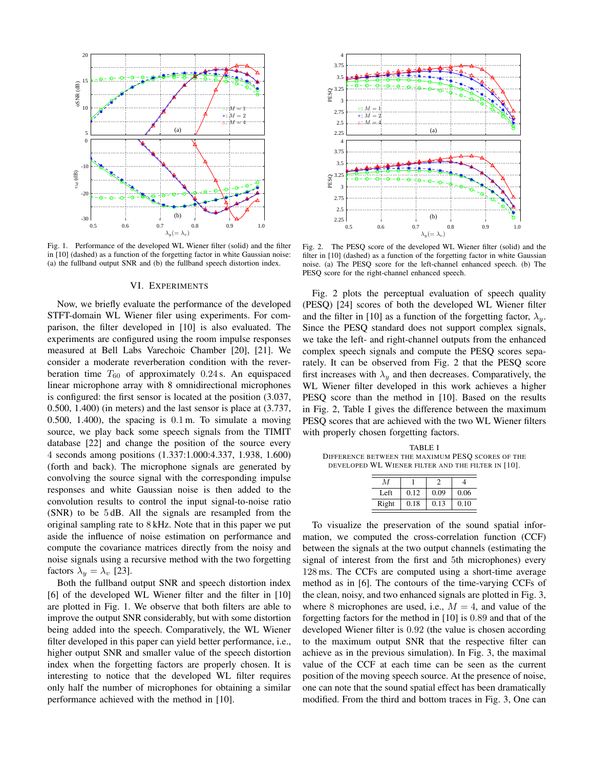Fig. 1. Performance of the developed WL Wiener filter (solid) and the filter in [10] (dashed) as a function of the forgetting factor in white Gaussian noise: (a) the fullband output SNR and (b) the fullband speech distortion index.

Fig. 2. The PESQ score of the developed WL Wiener filter (solid) and the filter in [10] (dashed) as a function of the forgetting factor in white Gaussian noise. (a) The PESQ score for the left-channel enhanced speech. (b) The PESQ score for the right-channel enhanced speech.

## VI. Experiments

Now, we briefly evaluate the performance of the developed STFT-domain WL Wiener filer using experiments. For comparison, the filter developed in [10] is also evaluated. The experiments are configured using the room impulse responses measured at Bell Labs Varechoic Chamber [20], [21]. We consider a moderate reverberation condition with the reverberation time $T_{60}$ of approximately $0.24$ s. An equispaced linear microphone array with 8 omnidirectional microphones is configured: the first sensor is located at the position (3.037, 0.500, 1.400) (in meters) and the last sensor is place at (3.737, 0.500, 1.400), the spacing is $0.1$ m. To simulate a moving source, we play back some speech signals from the TIMIT database [22] and change the position of the source every $4$ seconds among positions (1.337:1.000:4.337, 1.938, 1.600) (forth and back). The microphone signals are generated by convolving the source signal with the corresponding impulse responses and white Gaussian noise is then added to the convolution results to control the input signal-to-noise ratio (SNR) to be $5$ dB. All the signals are resampled from the original sampling rate to $8$ kHz. Note that in this paper we put aside the influence of noise estimation on performance and compute the covariance matrices directly from the noisy and noise signals using a recursive method with the two forgetting factors $\lambda_y = \lambda_v$ [23].

Both the fullband output SNR and speech distortion index [6] of the developed WL Wiener filter and the filter in [10] are plotted in Fig. 1. We observe that both filters are able to improve the output SNR considerably, but with some distortion being added into the speech. Comparatively, the WL Wiener filter developed in this paper can yield better performance, i.e., higher output SNR and smaller value of the speech distortion index when the forgetting factors are properly chosen. It is interesting to notice that the developed WL filter requires only half the number of microphones for obtaining a similar performance achieved with the method in [10].

Fig. 2 plots the perceptual evaluation of speech quality (PESQ) [24] scores of both the developed WL Wiener filter and the filter in [10] as a function of the forgetting factor, $\lambda_y$. Since the PESQ standard does not support complex signals, we take the left- and right-channel outputs from the enhanced complex speech signals and compute the PESQ scores separately. It can be observed from Fig. 2 that the PESQ score first increases with $\lambda_y$ and then decreases. Comparatively, the WL Wiener filter developed in this work achieves a higher PESQ score than the method in [10]. Based on the results in Fig. 2, Table I gives the difference between the maximum PESQ scores that are achieved with the two WL Wiener filters with properly chosen forgetting factors.

TABLE I
Difference between the maximum PESQ scores of the developed WL Wiener filter and the filter in [10].

| $M$ | 1 | 2 | 4 |
|---|---|---|---|
| Left | 0.12 | 0.09 | 0.06 |
| Right | 0.18 | 0.13 | 0.10 |

To visualize the preservation of the sound spatial information, we computed the cross-correlation function (CCF) between the signals at the two output channels (estimating the signal of interest from the first and 5th microphones) every $128$ ms. The CCFs are computed using a short-time average method as in [6]. The contours of the time-varying CCFs of the clean, noisy, and two enhanced signals are plotted in Fig. 3, where 8 microphones are used, i.e., $M = 4$, and value of the forgetting factors for the method in [10] is $0.89$ and that of the developed Wiener filter is $0.92$ (the value is chosen according to the maximum output SNR that the respective filter can achieve as in the previous simulation). In Fig. 3, the maximal value of the CCF at each time can be seen as the current position of the moving speech source. At the presence of noise, one can note that the sound spatial effect has been dramatically modified. From the third and bottom traces in Fig. 3, One can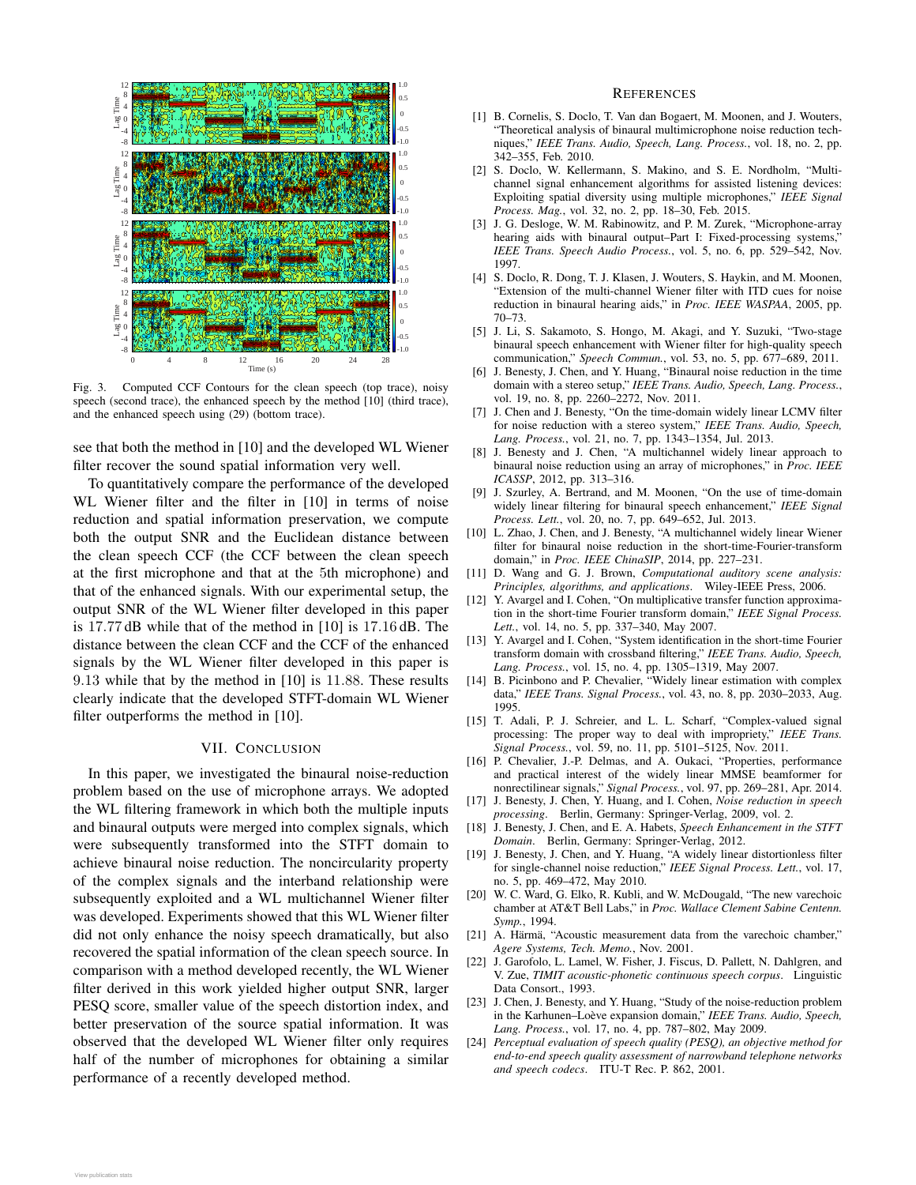12
8
4
0
-4
-8
Lag Time
1.0
0.5
0
-0.5
-1.0

12
8
4
0
-4
-8
Lag Time
1.0
0.5
0
-0.5
-1.0

12
8
4
0
-4
-8
Lag Time
1.0
0.5
0
-0.5
-1.0

12
8
4
0
-4
-8
Lag Time
1.0
0.5
0
-0.5
-1.0

0 4 8 12 16 20 24 28
Time (s)

Fig. 3. Computed CCF Contours for the clean speech (top trace), noisy speech (second trace), the enhanced speech by the method [10] (third trace), and the enhanced speech using (29) (bottom trace).

see that both the method in [10] and the developed WL Wiener filter recover the sound spatial information very well.

To quantitatively compare the performance of the developed WL Wiener filter and the filter in [10] in terms of noise reduction and spatial information preservation, we compute both the output SNR and the Euclidean distance between the clean speech CCF (the CCF between the clean speech at the first microphone and that at the 5th microphone) and that of the enhanced signals. With our experimental setup, the output SNR of the WL Wiener filter developed in this paper is 17.77 dB while that of the method in [10] is 17.16 dB. The distance between the clean CCF and the CCF of the enhanced signals by the WL Wiener filter developed in this paper is 9.13 while that by the method in [10] is 11.88. These results clearly indicate that the developed STFT-domain WL Wiener filter outperforms the method in [10].

## VII. Conclusion

In this paper, we investigated the binaural noise-reduction problem based on the use of microphone arrays. We adopted the WL filtering framework in which both the multiple inputs and binaural outputs were merged into complex signals, which were subsequently transformed into the STFT domain to achieve binaural noise reduction. The noncircularity property of the complex signals and the interband relationship were subsequently exploited and a WL multichannel Wiener filter was developed. Experiments showed that this WL Wiener filter did not only enhance the noisy speech dramatically, but also recovered the spatial information of the clean speech source. In comparison with a method developed recently, the WL Wiener filter derived in this work yielded higher output SNR, larger PESQ score, smaller value of the speech distortion index, and better preservation of the source spatial information. It was observed that the developed WL Wiener filter only requires half of the number of microphones for obtaining a similar performance of a recently developed method.

## References

[1] B. Cornelis, S. Doclo, T. Van dan Bogaert, M. Moonen, and J. Wouters, "Theoretical analysis of binaural multimicrophone noise reduction techniques," *IEEE Trans. Audio, Speech, Lang. Process.*, vol. 18, no. 2, pp. 342–355, Feb. 2010.

[2] S. Doclo, W. Kellermann, S. Makino, and S. E. Nordholm, "Multichannel signal enhancement algorithms for assisted listening devices: Exploiting spatial diversity using multiple microphones," *IEEE Signal Process. Mag.*, vol. 32, no. 2, pp. 18–30, Feb. 2015.

[3] J. G. Desloge, W. M. Rabinowitz, and P. M. Zurek, "Microphone-array hearing aids with binaural output–Part I: Fixed-processing systems," *IEEE Trans. Speech Audio Process.*, vol. 5, no. 6, pp. 529–542, Nov. 1997.

[4] S. Doclo, R. Dong, T. J. Klasen, J. Wouters, S. Haykin, and M. Moonen, "Extension of the multi-channel Wiener filter with ITD cues for noise reduction in binaural hearing aids," in *Proc. IEEE WASPAA*, 2005, pp. 70–73.

[5] J. Li, S. Sakamoto, S. Hongo, M. Akagi, and Y. Suzuki, "Two-stage binaural speech enhancement with Wiener filter for high-quality speech communication," *Speech Commun.*, vol. 53, no. 5, pp. 677–689, 2011.

[6] J. Benesty, J. Chen, and Y. Huang, "Binaural noise reduction in the time domain with a stereo setup," *IEEE Trans. Audio, Speech, Lang. Process.*, vol. 19, no. 8, pp. 2260–2272, Nov. 2011.

[7] J. Chen and J. Benesty, "On the time-domain widely linear LCMV filter for noise reduction with a stereo system," *IEEE Trans. Audio, Speech, Lang. Process.*, vol. 21, no. 7, pp. 1343–1354, Jul. 2013.

[8] J. Benesty and J. Chen, "A multichannel widely linear approach to binaural noise reduction using an array of microphones," in *Proc. IEEE ICASSP*, 2012, pp. 313–316.

[9] J. Szurley, A. Bertrand, and M. Moonen, "On the use of time-domain widely linear filtering for binaural speech enhancement," *IEEE Signal Process. Lett.*, vol. 20, no. 7, pp. 649–652, Jul. 2013.

[10] L. Zhao, J. Chen, and J. Benesty, "A multichannel widely linear Wiener filter for binaural noise reduction in the short-time-Fourier-transform domain," in *Proc. IEEE ChinaSIP*, 2014, pp. 227–231.

[11] D. Wang and G. J. Brown, *Computational auditory scene analysis: Principles, algorithms, and applications*. Wiley-IEEE Press, 2006.

[12] Y. Avargel and I. Cohen, "On multiplicative transfer function approximation in the short-time Fourier transform domain," *IEEE Signal Process. Lett.*, vol. 14, no. 5, pp. 337–340, May 2007.

[13] Y. Avargel and I. Cohen, "System identification in the short-time Fourier transform domain with crossband filtering," *IEEE Trans. Audio, Speech, Lang. Process.*, vol. 15, no. 4, pp. 1305–1319, May 2007.

[14] B. Picinbono and P. Chevalier, "Widely linear estimation with complex data," *IEEE Trans. Signal Process.*, vol. 43, no. 8, pp. 2030–2033, Aug. 1995.

[15] T. Adali, P. J. Schreier, and L. L. Scharf, "Complex-valued signal processing: The proper way to deal with impropriety," *IEEE Trans. Signal Process.*, vol. 59, no. 11, pp. 5101–5125, Nov. 2011.

[16] P. Chevalier, J.-P. Delmas, and A. Oukaci, "Properties, performance and practical interest of the widely linear MMSE beamformer for nonrectilinear signals," *Signal Process.*, vol. 97, pp. 269–281, Apr. 2014.

[17] J. Benesty, J. Chen, Y. Huang, and I. Cohen, *Noise reduction in speech processing*. Berlin, Germany: Springer-Verlag, 2009, vol. 2.

[18] J. Benesty, J. Chen, and E. A. Habets, *Speech Enhancement in the STFT Domain*. Berlin, Germany: Springer-Verlag, 2012.

[19] J. Benesty, J. Chen, and Y. Huang, "A widely linear distortionless filter for single-channel noise reduction," *IEEE Signal Process. Lett.*, vol. 17, no. 5, pp. 469–472, May 2010.

[20] W. C. Ward, G. Elko, R. Kubli, and W. McDougald, "The new varechoic chamber at AT&T Bell Labs," in *Proc. Wallace Clement Sabine Centenn. Symp.*, 1994.

[21] A. Härmä, "Acoustic measurement data from the varechoic chamber," *Agere Systems, Tech. Memo.*, Nov. 2001.

[22] J. Garofolo, L. Lamel, W. Fisher, J. Fiscus, D. Pallett, N. Dahlgren, and V. Zue, *TIMIT acoustic-phonetic continuous speech corpus*. Linguistic Data Consort., 1993.

[23] J. Chen, J. Benesty, and Y. Huang, "Study of the noise-reduction problem in the Karhunen–Loève expansion domain," *IEEE Trans. Audio, Speech, Lang. Process.*, vol. 17, no. 4, pp. 787–802, May 2009.

[24] *Perceptual evaluation of speech quality (PESQ), an objective method for end-to-end speech quality assessment of narrowband telephone networks and speech codecs*. ITU-T Rec. P. 862, 2001.